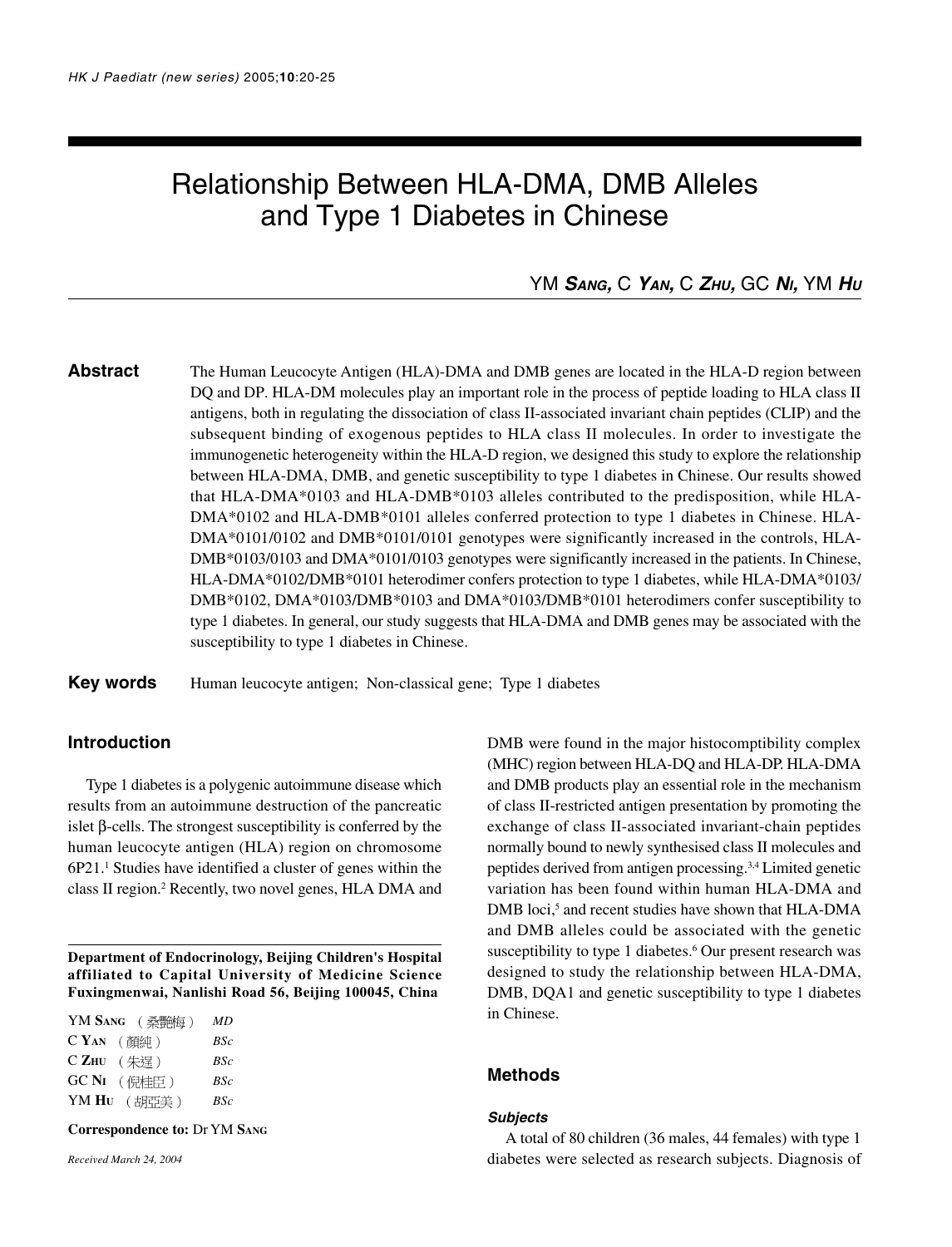# Relationship Between HLA-DMA, DMB Alleles and Type 1 Diabetes in Chinese

YM ***Sang***, C ***Yan***, C ***Zhu***, GC ***Ni***, YM ***Hu***

## Abstract

The Human Leucocyte Antigen (HLA)-DMA and DMB genes are located in the HLA-D region between DQ and DP. HLA-DM molecules play an important role in the process of peptide loading to HLA class II antigens, both in regulating the dissociation of class II-associated invariant chain peptides (CLIP) and the subsequent binding of exogenous peptides to HLA class II molecules. In order to investigate the immunogenetic heterogeneity within the HLA-D region, we designed this study to explore the relationship between HLA-DMA, DMB, and genetic susceptibility to type 1 diabetes in Chinese. Our results showed that HLA-DMA*0103 and HLA-DMB*0103 alleles contributed to the predisposition, while HLA-DMA*0102 and HLA-DMB*0101 alleles conferred protection to type 1 diabetes in Chinese. HLA-DMA*0101/0102 and DMB*0101/0101 genotypes were significantly increased in the controls, HLA-DMB*0103/0103 and DMA*0101/0103 genotypes were significantly increased in the patients. In Chinese, HLA-DMA*0102/DMB*0101 heterodimer confers protection to type 1 diabetes, while HLA-DMA*0103/DMB*0102, DMA*0103/DMB*0103 and DMA*0103/DMB*0101 heterodimers confer susceptibility to type 1 diabetes. In general, our study suggests that HLA-DMA and DMB genes may be associated with the susceptibility to type 1 diabetes in Chinese.

**Key words** Human leucocyte antigen; Non-classical gene; Type 1 diabetes

## Introduction

Type 1 diabetes is a polygenic autoimmune disease which results from an autoimmune destruction of the pancreatic islet β-cells. The strongest susceptibility is conferred by the human leucocyte antigen (HLA) region on chromosome 6P21.[1] Studies have identified a cluster of genes within the class II region.[2] Recently, two novel genes, HLA DMA and DMB were found in the major histocomptibility complex (MHC) region between HLA-DQ and HLA-DP. HLA-DMA and DMB products play an essential role in the mechanism of class II-restricted antigen presentation by promoting the exchange of class II-associated invariant-chain peptides normally bound to newly synthesised class II molecules and peptides derived from antigen processing.[3,4] Limited genetic variation has been found within human HLA-DMA and DMB loci,[5] and recent studies have shown that HLA-DMA and DMB alleles could be associated with the genetic susceptibility to type 1 diabetes.[6] Our present research was designed to study the relationship between HLA-DMA, DMB, DQA1 and genetic susceptibility to type 1 diabetes in Chinese.

**Department of Endocrinology, Beijing Children's Hospital affiliated to Capital University of Medicine Science Fuxingmenwai, Nanlishi Road 56, Beijing 100045, China**

YM Sang （桑艷梅） *MD*
C Yan （顏純） *BSc*
C Zhu （朱逞） *BSc*
GC Ni （倪桂臣） *BSc*
YM Hu （胡亞美） *BSc*

**Correspondence to:** Dr YM Sang

*Received March 24, 2004*

## Methods

### *Subjects*

A total of 80 children (36 males, 44 females) with type 1 diabetes were selected as research subjects. Diagnosis of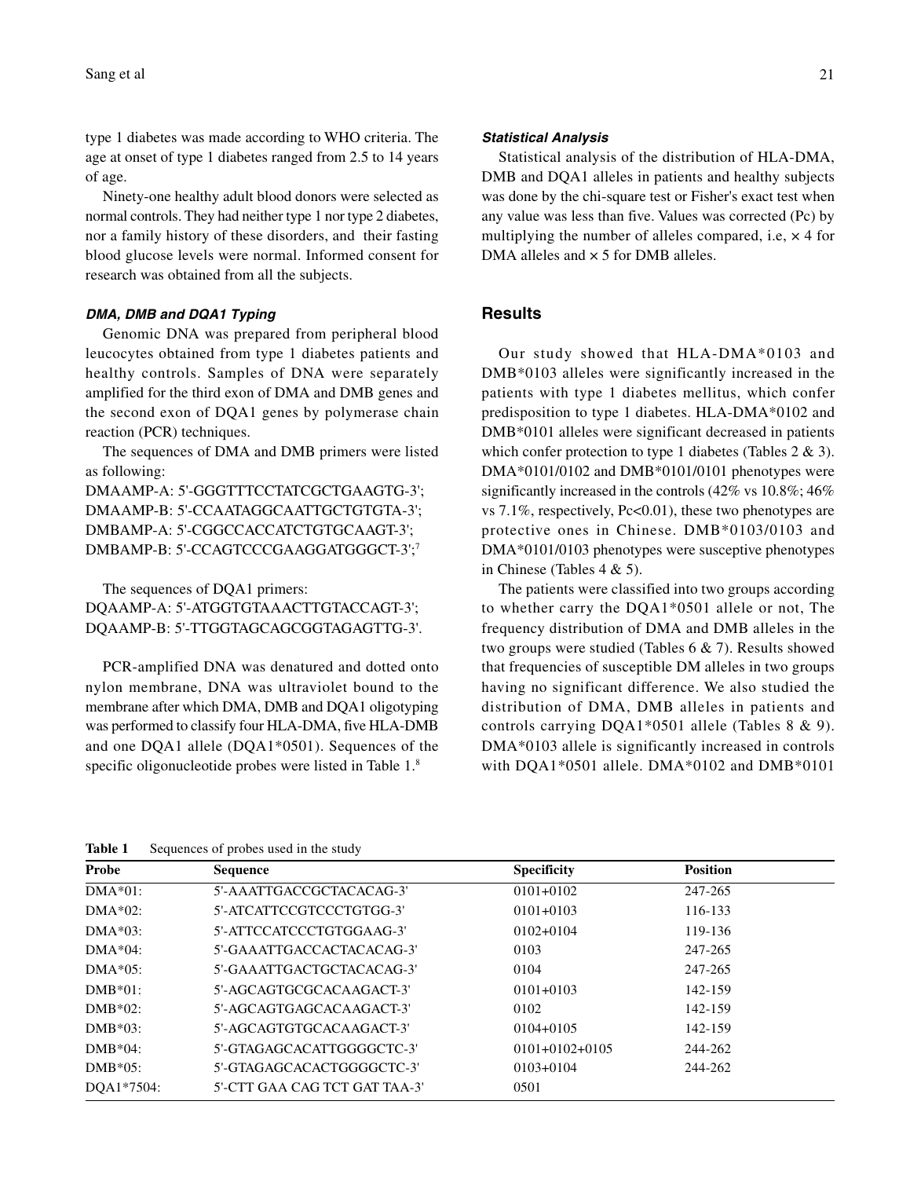type 1 diabetes was made according to WHO criteria. The age at onset of type 1 diabetes ranged from 2.5 to 14 years of age.

Ninety-one healthy adult blood donors were selected as normal controls. They had neither type 1 nor type 2 diabetes, nor a family history of these disorders, and their fasting blood glucose levels were normal. Informed consent for research was obtained from all the subjects.

#### *DMA, DMB and DQA1 Typing*

Genomic DNA was prepared from peripheral blood leucocytes obtained from type 1 diabetes patients and healthy controls. Samples of DNA were separately amplified for the third exon of DMA and DMB genes and the second exon of DQA1 genes by polymerase chain reaction (PCR) techniques.

The sequences of DMA and DMB primers were listed as following:
DMAAMP-A: 5'-GGGTTTCCTATCGCTGAAGTG-3';
DMAAMP-B: 5'-CCAATAGGCAATTGCTGTGTA-3';
DMBAMP-A: 5'-CGGCCACCATCTGTGCAAGT-3';
DMBAMP-B: 5'-CCAGTCCCGAAGGATGGGCT-3';[7]

The sequences of DQA1 primers:
DQAAMP-A: 5'-ATGGTGTAAACTTGTACCAGT-3';
DQAAMP-B: 5'-TTGGTAGCAGCGGTAGAGTTG-3'.

PCR-amplified DNA was denatured and dotted onto nylon membrane, DNA was ultraviolet bound to the membrane after which DMA, DMB and DQA1 oligotyping was performed to classify four HLA-DMA, five HLA-DMB and one DQA1 allele (DQA1*0501). Sequences of the specific oligonucleotide probes were listed in Table 1.[8]

#### *Statistical Analysis*

Statistical analysis of the distribution of HLA-DMA, DMB and DQA1 alleles in patients and healthy subjects was done by the chi-square test or Fisher's exact test when any value was less than five. Values was corrected (Pc) by multiplying the number of alleles compared, i.e, × 4 for DMA alleles and × 5 for DMB alleles.

## Results

Our study showed that HLA-DMA*0103 and DMB*0103 alleles were significantly increased in the patients with type 1 diabetes mellitus, which confer predisposition to type 1 diabetes. HLA-DMA*0102 and DMB*0101 alleles were significant decreased in patients which confer protection to type 1 diabetes (Tables 2 & 3). DMA*0101/0102 and DMB*0101/0101 phenotypes were significantly increased in the controls (42% vs 10.8%; 46% vs 7.1%, respectively, Pc<0.01), these two phenotypes are protective ones in Chinese. DMB*0103/0103 and DMA*0101/0103 phenotypes were susceptive phenotypes in Chinese (Tables 4 & 5).

The patients were classified into two groups according to whether carry the DQA1*0501 allele or not, The frequency distribution of DMA and DMB alleles in the two groups were studied (Tables 6 & 7). Results showed that frequencies of susceptible DM alleles in two groups having no significant difference. We also studied the distribution of DMA, DMB alleles in patients and controls carrying DQA1*0501 allele (Tables 8 & 9). DMA*0103 allele is significantly increased in controls with DQA1*0501 allele. DMA*0102 and DMB*0101

**Table 1** Sequences of probes used in the study

| Probe | Sequence | Specificity | Position |
|---|---|---|---|
| DMA*01: | 5'-AAATTGACCGCTACACAG-3' | 0101+0102 | 247-265 |
| DMA*02: | 5'-ATCATTCCGTCCCTGTGG-3' | 0101+0103 | 116-133 |
| DMA*03: | 5'-ATTCCATCCCTGTGGAAG-3' | 0102+0104 | 119-136 |
| DMA*04: | 5'-GAAATTGACCACTACACAG-3' | 0103 | 247-265 |
| DMA*05: | 5'-GAAATTGACTGCTACACAG-3' | 0104 | 247-265 |
| DMB*01: | 5'-AGCAGTGCGCACAAGACT-3' | 0101+0103 | 142-159 |
| DMB*02: | 5'-AGCAGTGAGCACAAGACT-3' | 0102 | 142-159 |
| DMB*03: | 5'-AGCAGTGTGCACAAGACT-3' | 0104+0105 | 142-159 |
| DMB*04: | 5'-GTAGAGCACATTGGGGCTC-3' | 0101+0102+0105 | 244-262 |
| DMB*05: | 5'-GTAGAGCACACTGGGGCTC-3' | 0103+0104 | 244-262 |
| DQA1*7504: | 5'-CTT GAA CAG TCT GAT TAA-3' | 0501 | |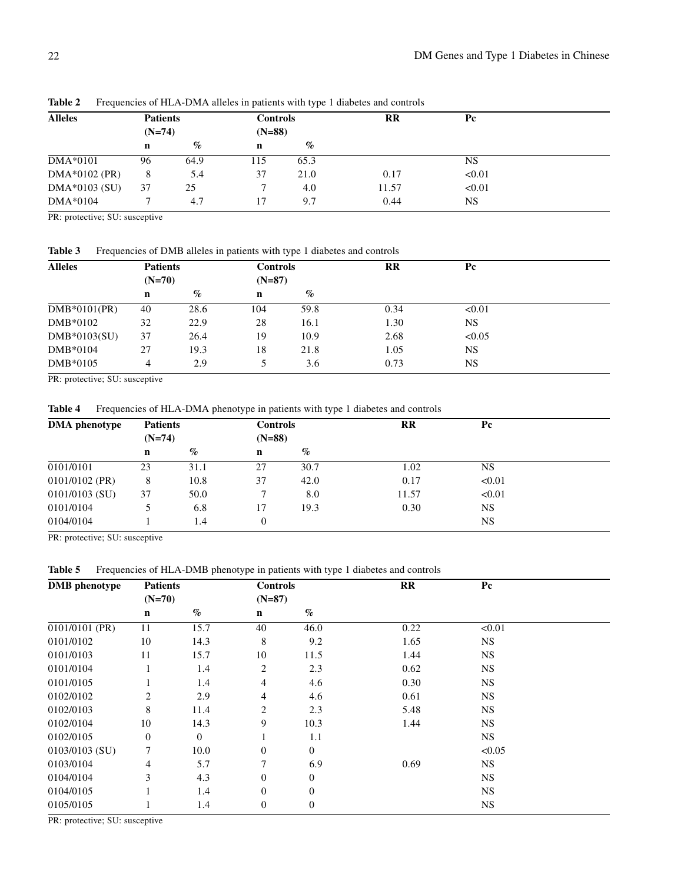**Table 2** Frequencies of HLA-DMA alleles in patients with type 1 diabetes and controls

| Alleles | Patients (N=74) | | Controls (N=88) | | RR | Pc |
|---|---|---|---|---|---|---|
| | n | % | n | % | | |
| DMA*0101 | 96 | 64.9 | 115 | 65.3 | | NS |
| DMA*0102 (PR) | 8 | 5.4 | 37 | 21.0 | 0.17 | <0.01 |
| DMA*0103 (SU) | 37 | 25 | 7 | 4.0 | 11.57 | <0.01 |
| DMA*0104 | 7 | 4.7 | 17 | 9.7 | 0.44 | NS |

PR: protective; SU: susceptive

**Table 3** Frequencies of DMB alleles in patients with type 1 diabetes and controls

| Alleles | Patients (N=70) | | Controls (N=87) | | RR | Pc |
|---|---|---|---|---|---|---|
| | n | % | n | % | | |
| DMB*0101(PR) | 40 | 28.6 | 104 | 59.8 | 0.34 | <0.01 |
| DMB*0102 | 32 | 22.9 | 28 | 16.1 | 1.30 | NS |
| DMB*0103(SU) | 37 | 26.4 | 19 | 10.9 | 2.68 | <0.05 |
| DMB*0104 | 27 | 19.3 | 18 | 21.8 | 1.05 | NS |
| DMB*0105 | 4 | 2.9 | 5 | 3.6 | 0.73 | NS |

PR: protective; SU: susceptive

**Table 4** Frequencies of HLA-DMA phenotype in patients with type 1 diabetes and controls

| DMA phenotype | Patients (N=74) | | Controls (N=88) | | RR | Pc |
|---|---|---|---|---|---|---|
| | n | % | n | % | | |
| 0101/0101 | 23 | 31.1 | 27 | 30.7 | 1.02 | NS |
| 0101/0102 (PR) | 8 | 10.8 | 37 | 42.0 | 0.17 | <0.01 |
| 0101/0103 (SU) | 37 | 50.0 | 7 | 8.0 | 11.57 | <0.01 |
| 0101/0104 | 5 | 6.8 | 17 | 19.3 | 0.30 | NS |
| 0104/0104 | 1 | 1.4 | 0 | | | NS |

PR: protective; SU: susceptive

**Table 5** Frequencies of HLA-DMB phenotype in patients with type 1 diabetes and controls

| DMB phenotype | Patients (N=70) | | Controls (N=87) | | RR | Pc |
|---|---|---|---|---|---|---|
| | n | % | n | % | | |
| 0101/0101 (PR) | 11 | 15.7 | 40 | 46.0 | 0.22 | <0.01 |
| 0101/0102 | 10 | 14.3 | 8 | 9.2 | 1.65 | NS |
| 0101/0103 | 11 | 15.7 | 10 | 11.5 | 1.44 | NS |
| 0101/0104 | 1 | 1.4 | 2 | 2.3 | 0.62 | NS |
| 0101/0105 | 1 | 1.4 | 4 | 4.6 | 0.30 | NS |
| 0102/0102 | 2 | 2.9 | 4 | 4.6 | 0.61 | NS |
| 0102/0103 | 8 | 11.4 | 2 | 2.3 | 5.48 | NS |
| 0102/0104 | 10 | 14.3 | 9 | 10.3 | 1.44 | NS |
| 0102/0105 | 0 | 0 | 1 | 1.1 | | NS |
| 0103/0103 (SU) | 7 | 10.0 | 0 | 0 | | <0.05 |
| 0103/0104 | 4 | 5.7 | 7 | 6.9 | 0.69 | NS |
| 0104/0104 | 3 | 4.3 | 0 | 0 | | NS |
| 0104/0105 | 1 | 1.4 | 0 | 0 | | NS |
| 0105/0105 | 1 | 1.4 | 0 | 0 | | NS |

PR: protective; SU: susceptive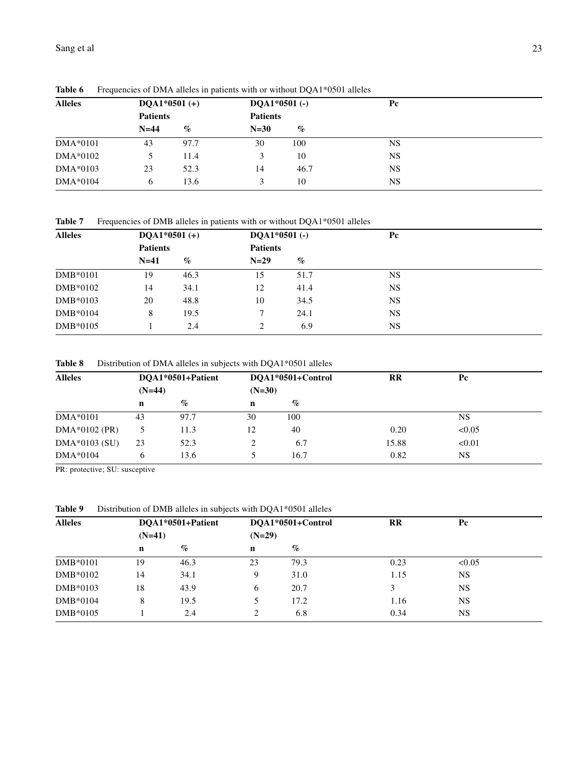**Table 6** Frequencies of DMA alleles in patients with or without DQA1*0501 alleles

| Alleles | DQA1*0501 (+) Patients | | DQA1*0501 (-) Patients | | Pc |
|---|---|---|---|---|---|
| | N=44 | % | N=30 | % | |
| DMA*0101 | 43 | 97.7 | 30 | 100 | NS |
| DMA*0102 | 5 | 11.4 | 3 | 10 | NS |
| DMA*0103 | 23 | 52.3 | 14 | 46.7 | NS |
| DMA*0104 | 6 | 13.6 | 3 | 10 | NS |

**Table 7** Frequencies of DMB alleles in patients with or without DQA1*0501 alleles

| Alleles | DQA1*0501 (+) Patients | | DQA1*0501 (-) Patients | | Pc |
|---|---|---|---|---|---|
| | N=41 | % | N=29 | % | |
| DMB*0101 | 19 | 46.3 | 15 | 51.7 | NS |
| DMB*0102 | 14 | 34.1 | 12 | 41.4 | NS |
| DMB*0103 | 20 | 48.8 | 10 | 34.5 | NS |
| DMB*0104 | 8 | 19.5 | 7 | 24.1 | NS |
| DMB*0105 | 1 | 2.4 | 2 | 6.9 | NS |

**Table 8** Distribution of DMA alleles in subjects with DQA1*0501 alleles

| Alleles | DQA1*0501+Patient (N=44) | | DQA1*0501+Control (N=30) | | RR | Pc |
|---|---|---|---|---|---|---|
| | n | % | n | % | | |
| DMA*0101 | 43 | 97.7 | 30 | 100 | | NS |
| DMA*0102 (PR) | 5 | 11.3 | 12 | 40 | 0.20 | <0.05 |
| DMA*0103 (SU) | 23 | 52.3 | 2 | 6.7 | 15.88 | <0.01 |
| DMA*0104 | 6 | 13.6 | 5 | 16.7 | 0.82 | NS |

PR: protective; SU: susceptive

**Table 9** Distribution of DMB alleles in subjects with DQA1*0501 alleles

| Alleles | DQA1*0501+Patient (N=41) | | DQA1*0501+Control (N=29) | | RR | Pc |
|---|---|---|---|---|---|---|
| | n | % | n | % | | |
| DMB*0101 | 19 | 46.3 | 23 | 79.3 | 0.23 | <0.05 |
| DMB*0102 | 14 | 34.1 | 9 | 31.0 | 1.15 | NS |
| DMB*0103 | 18 | 43.9 | 6 | 20.7 | 3 | NS |
| DMB*0104 | 8 | 19.5 | 5 | 17.2 | 1.16 | NS |
| DMB*0105 | 1 | 2.4 | 2 | 6.8 | 0.34 | NS |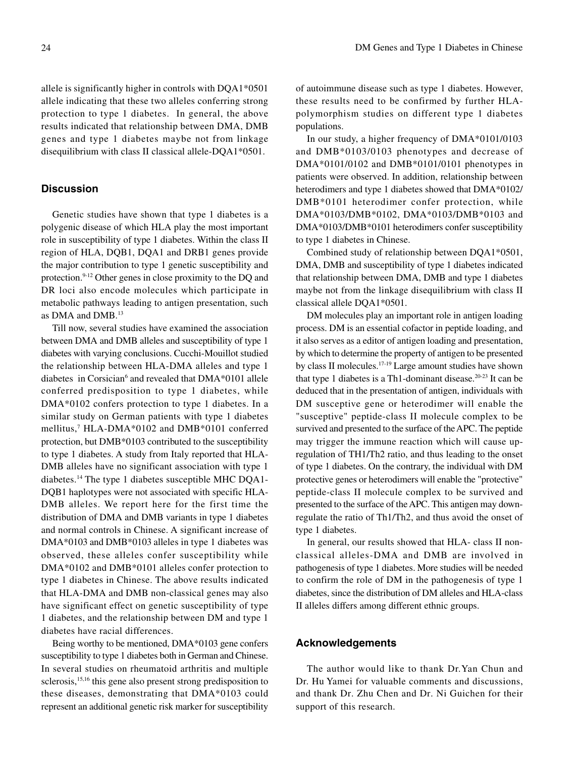allele is significantly higher in controls with DQA1*0501 allele indicating that these two alleles conferring strong protection to type 1 diabetes. In general, the above results indicated that relationship between DMA, DMB genes and type 1 diabetes maybe not from linkage disequilibrium with class II classical allele-DQA1*0501.

## Discussion

Genetic studies have shown that type 1 diabetes is a polygenic disease of which HLA play the most important role in susceptibility of type 1 diabetes. Within the class II region of HLA, DQB1, DQA1 and DRB1 genes provide the major contribution to type 1 genetic susceptibility and protection.[9-12] Other genes in close proximity to the DQ and DR loci also encode molecules which participate in metabolic pathways leading to antigen presentation, such as DMA and DMB.[13]

Till now, several studies have examined the association between DMA and DMB alleles and susceptibility of type 1 diabetes with varying conclusions. Cucchi-Mouillot studied the relationship between HLA-DMA alleles and type 1 diabetes in Corsician[6] and revealed that DMA*0101 allele conferred predisposition to type 1 diabetes, while DMA*0102 confers protection to type 1 diabetes. In a similar study on German patients with type 1 diabetes mellitus,[7] HLA-DMA*0102 and DMB*0101 conferred protection, but DMB*0103 contributed to the susceptibility to type 1 diabetes. A study from Italy reported that HLA-DMB alleles have no significant association with type 1 diabetes.[14] The type 1 diabetes susceptible MHC DQA1-DQB1 haplotypes were not associated with specific HLA-DMB alleles. We report here for the first time the distribution of DMA and DMB variants in type 1 diabetes and normal controls in Chinese. A significant increase of DMA*0103 and DMB*0103 alleles in type 1 diabetes was observed, these alleles confer susceptibility while DMA*0102 and DMB*0101 alleles confer protection to type 1 diabetes in Chinese. The above results indicated that HLA-DMA and DMB non-classical genes may also have significant effect on genetic susceptibility of type 1 diabetes, and the relationship between DM and type 1 diabetes have racial differences.

Being worthy to be mentioned, DMA*0103 gene confers susceptibility to type 1 diabetes both in German and Chinese. In several studies on rheumatoid arthritis and multiple sclerosis,[15,16] this gene also present strong predisposition to these diseases, demonstrating that DMA*0103 could represent an additional genetic risk marker for susceptibility of autoimmune disease such as type 1 diabetes. However, these results need to be confirmed by further HLA-polymorphism studies on different type 1 diabetes populations.

In our study, a higher frequency of DMA*0101/0103 and DMB*0103/0103 phenotypes and decrease of DMA*0101/0102 and DMB*0101/0101 phenotypes in patients were observed. In addition, relationship between heterodimers and type 1 diabetes showed that DMA*0102/DMB*0101 heterodimer confer protection, while DMA*0103/DMB*0102, DMA*0103/DMB*0103 and DMA*0103/DMB*0101 heterodimers confer susceptibility to type 1 diabetes in Chinese.

Combined study of relationship between DQA1*0501, DMA, DMB and susceptibility of type 1 diabetes indicated that relationship between DMA, DMB and type 1 diabetes maybe not from the linkage disequilibrium with class II classical allele DQA1*0501.

DM molecules play an important role in antigen loading process. DM is an essential cofactor in peptide loading, and it also serves as a editor of antigen loading and presentation, by which to determine the property of antigen to be presented by class II molecules.[17-19] Large amount studies have shown that type 1 diabetes is a Th1-dominant disease.[20-23] It can be deduced that in the presentation of antigen, individuals with DM susceptive gene or heterodimer will enable the "susceptive" peptide-class II molecule complex to be survived and presented to the surface of the APC. The peptide may trigger the immune reaction which will cause up-regulation of TH1/Th2 ratio, and thus leading to the onset of type 1 diabetes. On the contrary, the individual with DM protective genes or heterodimers will enable the "protective" peptide-class II molecule complex to be survived and presented to the surface of the APC. This antigen may down-regulate the ratio of Th1/Th2, and thus avoid the onset of type 1 diabetes.

In general, our results showed that HLA- class II non-classical alleles-DMA and DMB are involved in pathogenesis of type 1 diabetes. More studies will be needed to confirm the role of DM in the pathogenesis of type 1 diabetes, since the distribution of DM alleles and HLA-class II alleles differs among different ethnic groups.

## Acknowledgements

The author would like to thank Dr.Yan Chun and Dr. Hu Yamei for valuable comments and discussions, and thank Dr. Zhu Chen and Dr. Ni Guichen for their support of this research.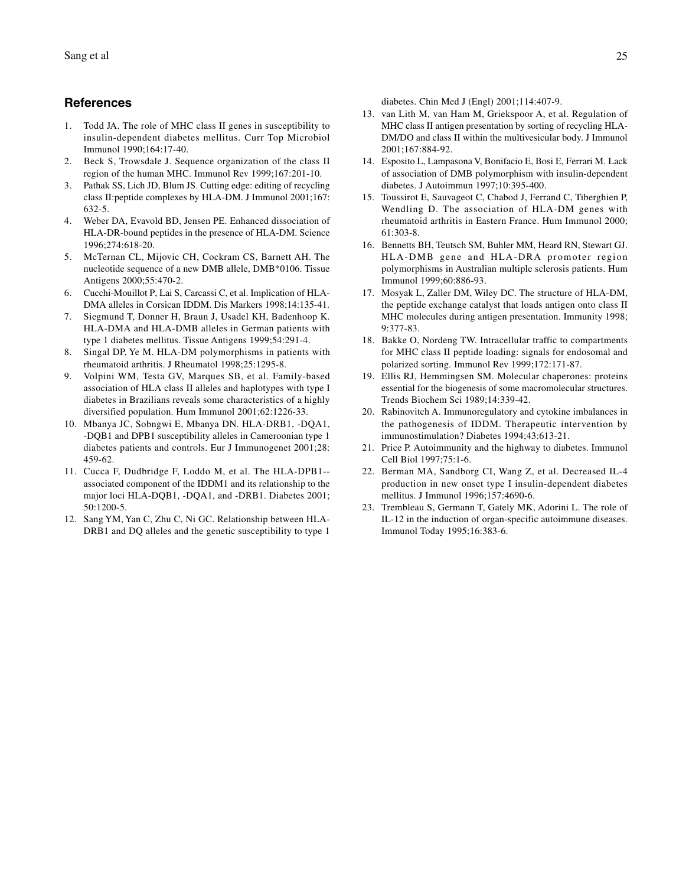## References

1. Todd JA. The role of MHC class II genes in susceptibility to insulin-dependent diabetes mellitus. Curr Top Microbiol Immunol 1990;164:17-40.
2. Beck S, Trowsdale J. Sequence organization of the class II region of the human MHC. Immunol Rev 1999;167:201-10.
3. Pathak SS, Lich JD, Blum JS. Cutting edge: editing of recycling class II:peptide complexes by HLA-DM. J Immunol 2001;167: 632-5.
4. Weber DA, Evavold BD, Jensen PE. Enhanced dissociation of HLA-DR-bound peptides in the presence of HLA-DM. Science 1996;274:618-20.
5. McTernan CL, Mijovic CH, Cockram CS, Barnett AH. The nucleotide sequence of a new DMB allele, DMB*0106. Tissue Antigens 2000;55:470-2.
6. Cucchi-Mouillot P, Lai S, Carcassi C, et al. Implication of HLA-DMA alleles in Corsican IDDM. Dis Markers 1998;14:135-41.
7. Siegmund T, Donner H, Braun J, Usadel KH, Badenhoop K. HLA-DMA and HLA-DMB alleles in German patients with type 1 diabetes mellitus. Tissue Antigens 1999;54:291-4.
8. Singal DP, Ye M. HLA-DM polymorphisms in patients with rheumatoid arthritis. J Rheumatol 1998;25:1295-8.
9. Volpini WM, Testa GV, Marques SB, et al. Family-based association of HLA class II alleles and haplotypes with type I diabetes in Brazilians reveals some characteristics of a highly diversified population. Hum Immunol 2001;62:1226-33.
10. Mbanya JC, Sobngwi E, Mbanya DN. HLA-DRB1, -DQA1, -DQB1 and DPB1 susceptibility alleles in Cameroonian type 1 diabetes patients and controls. Eur J Immunogenet 2001;28: 459-62.
11. Cucca F, Dudbridge F, Loddo M, et al. The HLA-DPB1--associated component of the IDDM1 and its relationship to the major loci HLA-DQB1, -DQA1, and -DRB1. Diabetes 2001; 50:1200-5.
12. Sang YM, Yan C, Zhu C, Ni GC. Relationship between HLA-DRB1 and DQ alleles and the genetic susceptibility to type 1 diabetes. Chin Med J (Engl) 2001;114:407-9.
13. van Lith M, van Ham M, Griekspoor A, et al. Regulation of MHC class II antigen presentation by sorting of recycling HLA-DM/DO and class II within the multivesicular body. J Immunol 2001;167:884-92.
14. Esposito L, Lampasona V, Bonifacio E, Bosi E, Ferrari M. Lack of association of DMB polymorphism with insulin-dependent diabetes. J Autoimmun 1997;10:395-400.
15. Toussirot E, Sauvageot C, Chabod J, Ferrand C, Tiberghien P, Wendling D. The association of HLA-DM genes with rheumatoid arthritis in Eastern France. Hum Immunol 2000; 61:303-8.
16. Bennetts BH, Teutsch SM, Buhler MM, Heard RN, Stewart GJ. HLA-DMB gene and HLA-DRA promoter region polymorphisms in Australian multiple sclerosis patients. Hum Immunol 1999;60:886-93.
17. Mosyak L, Zaller DM, Wiley DC. The structure of HLA-DM, the peptide exchange catalyst that loads antigen onto class II MHC molecules during antigen presentation. Immunity 1998; 9:377-83.
18. Bakke O, Nordeng TW. Intracellular traffic to compartments for MHC class II peptide loading: signals for endosomal and polarized sorting. Immunol Rev 1999;172:171-87.
19. Ellis RJ, Hemmingsen SM. Molecular chaperones: proteins essential for the biogenesis of some macromolecular structures. Trends Biochem Sci 1989;14:339-42.
20. Rabinovitch A. Immunoregulatory and cytokine imbalances in the pathogenesis of IDDM. Therapeutic intervention by immunostimulation? Diabetes 1994;43:613-21.
21. Price P. Autoimmunity and the highway to diabetes. Immunol Cell Biol 1997;75:1-6.
22. Berman MA, Sandborg CI, Wang Z, et al. Decreased IL-4 production in new onset type I insulin-dependent diabetes mellitus. J Immunol 1996;157:4690-6.
23. Trembleau S, Germann T, Gately MK, Adorini L. The role of IL-12 in the induction of organ-specific autoimmune diseases. Immunol Today 1995;16:383-6.